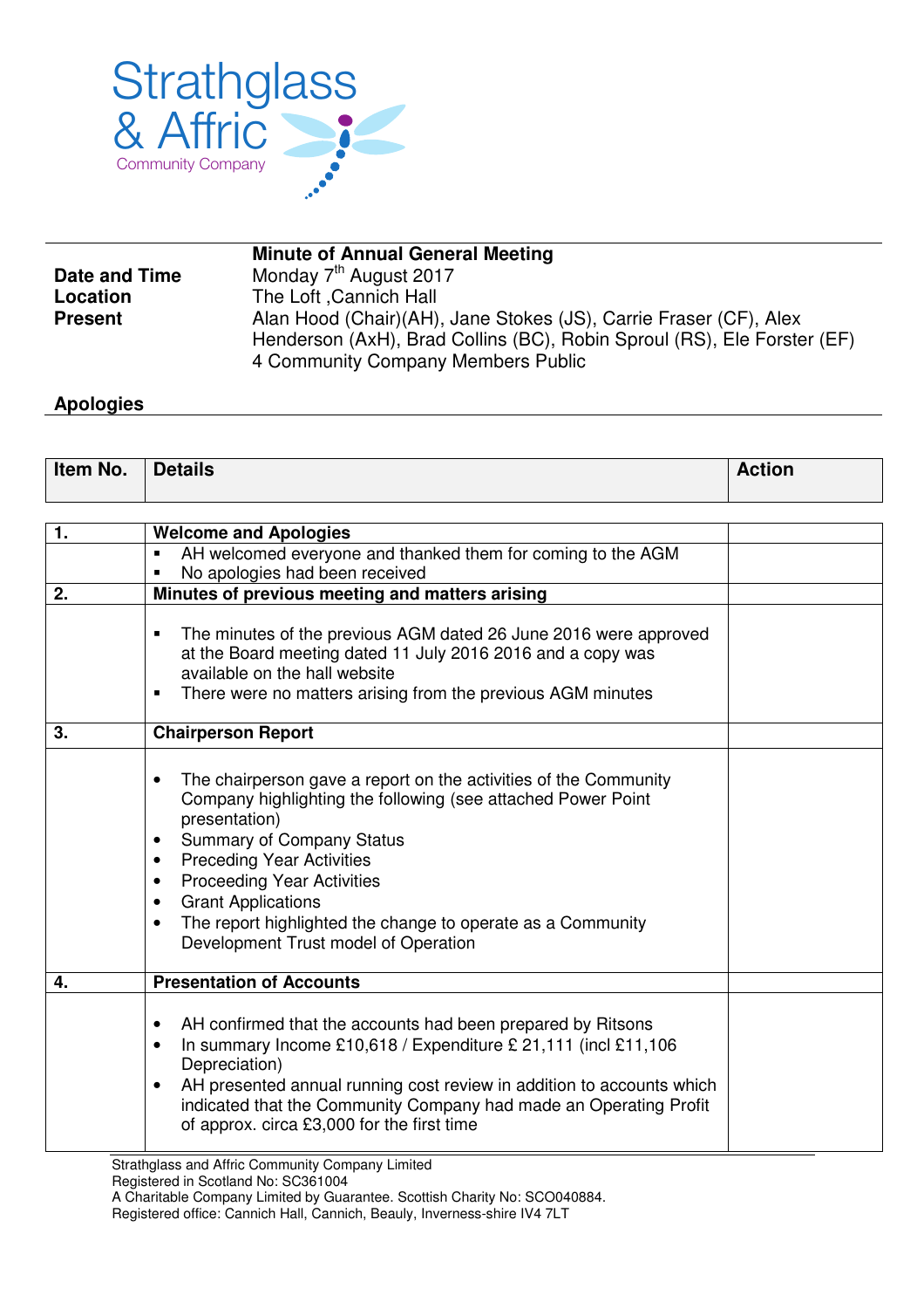Strathglass & Affric Community Company

**Minute of Annual General Meeting**

| | |
|---|---|
| **Date and Time** | Monday 7th August 2017 |
| **Location** | The Loft ,Cannich Hall |
| **Present** | Alan Hood (Chair)(AH), Jane Stokes (JS), Carrie Fraser (CF), Alex Henderson (AxH), Brad Collins (BC), Robin Sproul (RS), Ele Forster (EF) 4 Community Company Members Public |

**Apologies**

| Item No. | Details | Action |
|---|---|---|
| **1.** | **Welcome and Apologies** | |
| | ▪ AH welcomed everyone and thanked them for coming to the AGM<br>▪ No apologies had been received | |
| **2.** | **Minutes of previous meeting and matters arising** | |
| | ▪ The minutes of the previous AGM dated 26 June 2016 were approved at the Board meeting dated 11 July 2016 2016 and a copy was available on the hall website<br>▪ There were no matters arising from the previous AGM minutes | |
| **3.** | **Chairperson Report** | |
| | • The chairperson gave a report on the activities of the Community Company highlighting the following (see attached Power Point presentation)<br>• Summary of Company Status<br>• Preceding Year Activities<br>• Proceeding Year Activities<br>• Grant Applications<br>• The report highlighted the change to operate as a Community Development Trust model of Operation | |
| **4.** | **Presentation of Accounts** | |
| | • AH confirmed that the accounts had been prepared by Ritsons<br>• In summary Income £10,618 / Expenditure £ 21,111 (incl £11,106 Depreciation)<br>• AH presented annual running cost review in addition to accounts which indicated that the Community Company had made an Operating Profit of approx. circa £3,000 for the first time | |

Strathglass and Affric Community Company Limited
Registered in Scotland No: SC361004
A Charitable Company Limited by Guarantee. Scottish Charity No: SCO040884.
Registered office: Cannich Hall, Cannich, Beauly, Inverness-shire IV4 7LT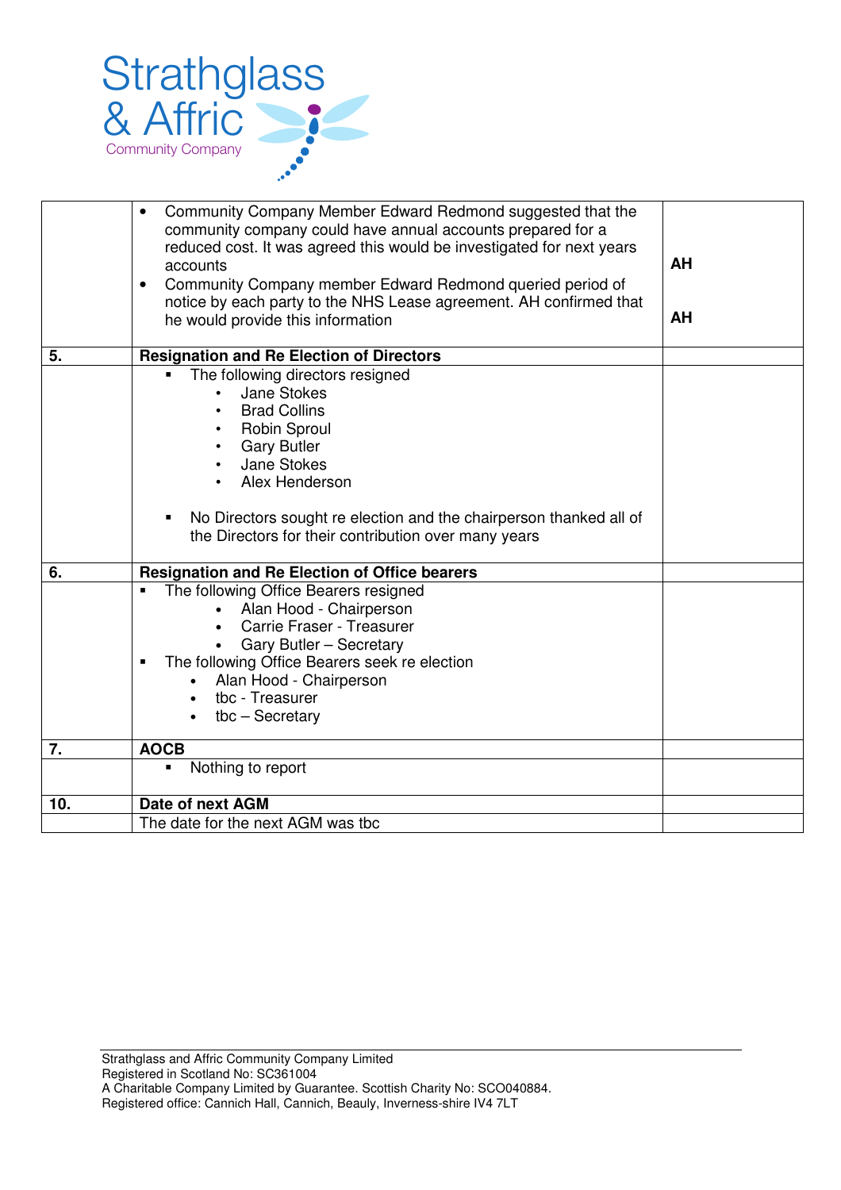Strathglass & Affric Community Company

| | | |
|---|---|---|
| | • Community Company Member Edward Redmond suggested that the community company could have annual accounts prepared for a reduced cost. It was agreed this would be investigated for next years accounts<br>• Community Company member Edward Redmond queried period of notice by each party to the NHS Lease agreement. AH confirmed that he would provide this information | **AH**<br><br>**AH** |
| **5.** | **Resignation and Re Election of Directors** | |
| | ▪ The following directors resigned<br>  • Jane Stokes<br>  • Brad Collins<br>  • Robin Sproul<br>  • Gary Butler<br>  • Jane Stokes<br>  • Alex Henderson<br><br>▪ No Directors sought re election and the chairperson thanked all of the Directors for their contribution over many years | |
| **6.** | **Resignation and Re Election of Office bearers** | |
| | ▪ The following Office Bearers resigned<br>  • Alan Hood - Chairperson<br>  • Carrie Fraser - Treasurer<br>  • Gary Butler – Secretary<br>▪ The following Office Bearers seek re election<br>  • Alan Hood - Chairperson<br>  • tbc - Treasurer<br>  • tbc – Secretary | |
| **7.** | **AOCB** | |
| | ▪ Nothing to report | |
| **10.** | **Date of next AGM** | |
| | The date for the next AGM was tbc | |

Strathglass and Affric Community Company Limited
Registered in Scotland No: SC361004
A Charitable Company Limited by Guarantee. Scottish Charity No: SCO040884.
Registered office: Cannich Hall, Cannich, Beauly, Inverness-shire IV4 7LT